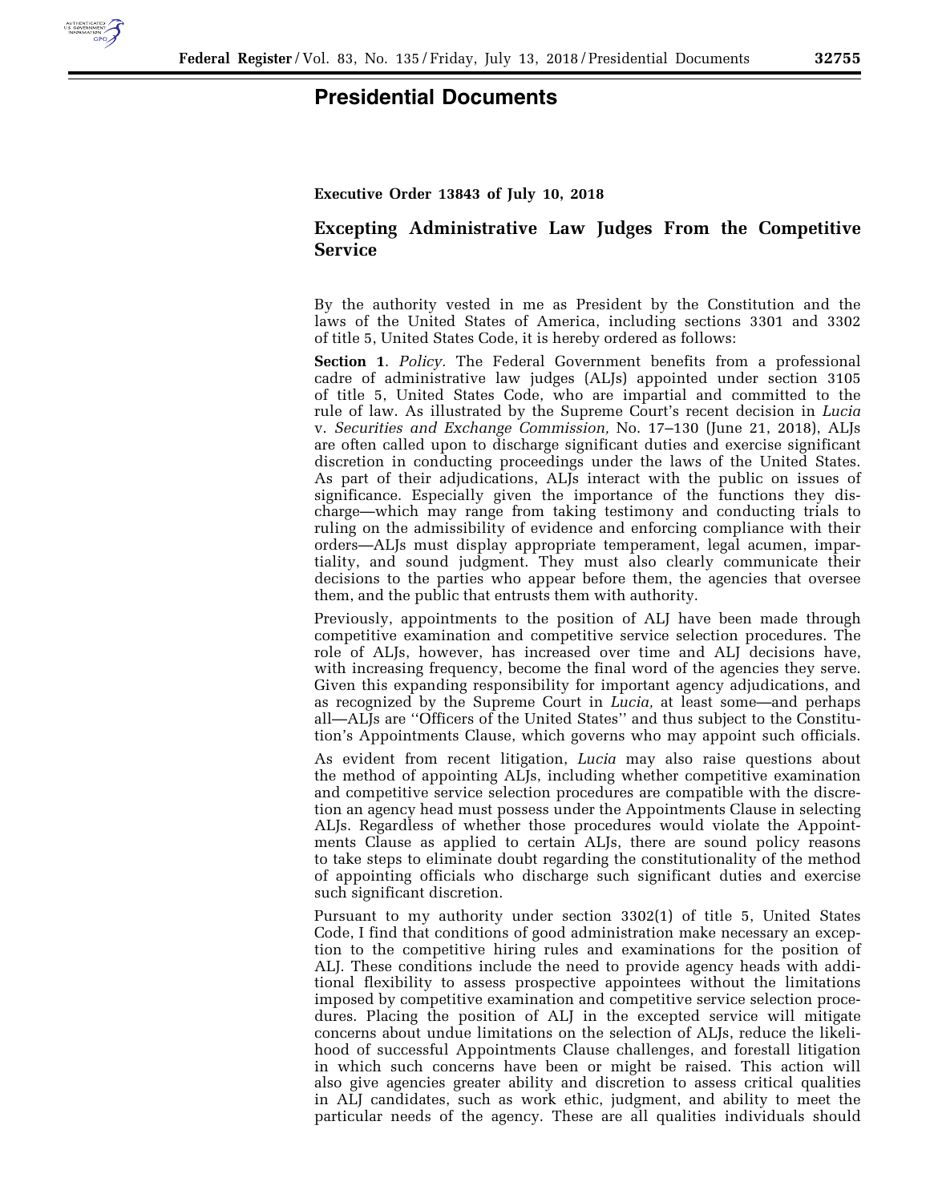# Presidential Documents

**Executive Order 13843 of July 10, 2018**

## Excepting Administrative Law Judges From the Competitive Service

By the authority vested in me as President by the Constitution and the laws of the United States of America, including sections 3301 and 3302 of title 5, United States Code, it is hereby ordered as follows:

**Section 1**. *Policy.* The Federal Government benefits from a professional cadre of administrative law judges (ALJs) appointed under section 3105 of title 5, United States Code, who are impartial and committed to the rule of law. As illustrated by the Supreme Court's recent decision in *Lucia* v. *Securities and Exchange Commission,* No. 17–130 (June 21, 2018), ALJs are often called upon to discharge significant duties and exercise significant discretion in conducting proceedings under the laws of the United States. As part of their adjudications, ALJs interact with the public on issues of significance. Especially given the importance of the functions they discharge—which may range from taking testimony and conducting trials to ruling on the admissibility of evidence and enforcing compliance with their orders—ALJs must display appropriate temperament, legal acumen, impartiality, and sound judgment. They must also clearly communicate their decisions to the parties who appear before them, the agencies that oversee them, and the public that entrusts them with authority.

Previously, appointments to the position of ALJ have been made through competitive examination and competitive service selection procedures. The role of ALJs, however, has increased over time and ALJ decisions have, with increasing frequency, become the final word of the agencies they serve. Given this expanding responsibility for important agency adjudications, and as recognized by the Supreme Court in *Lucia,* at least some—and perhaps all—ALJs are ''Officers of the United States'' and thus subject to the Constitution's Appointments Clause, which governs who may appoint such officials.

As evident from recent litigation, *Lucia* may also raise questions about the method of appointing ALJs, including whether competitive examination and competitive service selection procedures are compatible with the discretion an agency head must possess under the Appointments Clause in selecting ALJs. Regardless of whether those procedures would violate the Appointments Clause as applied to certain ALJs, there are sound policy reasons to take steps to eliminate doubt regarding the constitutionality of the method of appointing officials who discharge such significant duties and exercise such significant discretion.

Pursuant to my authority under section 3302(1) of title 5, United States Code, I find that conditions of good administration make necessary an exception to the competitive hiring rules and examinations for the position of ALJ. These conditions include the need to provide agency heads with additional flexibility to assess prospective appointees without the limitations imposed by competitive examination and competitive service selection procedures. Placing the position of ALJ in the excepted service will mitigate concerns about undue limitations on the selection of ALJs, reduce the likelihood of successful Appointments Clause challenges, and forestall litigation in which such concerns have been or might be raised. This action will also give agencies greater ability and discretion to assess critical qualities in ALJ candidates, such as work ethic, judgment, and ability to meet the particular needs of the agency. These are all qualities individuals should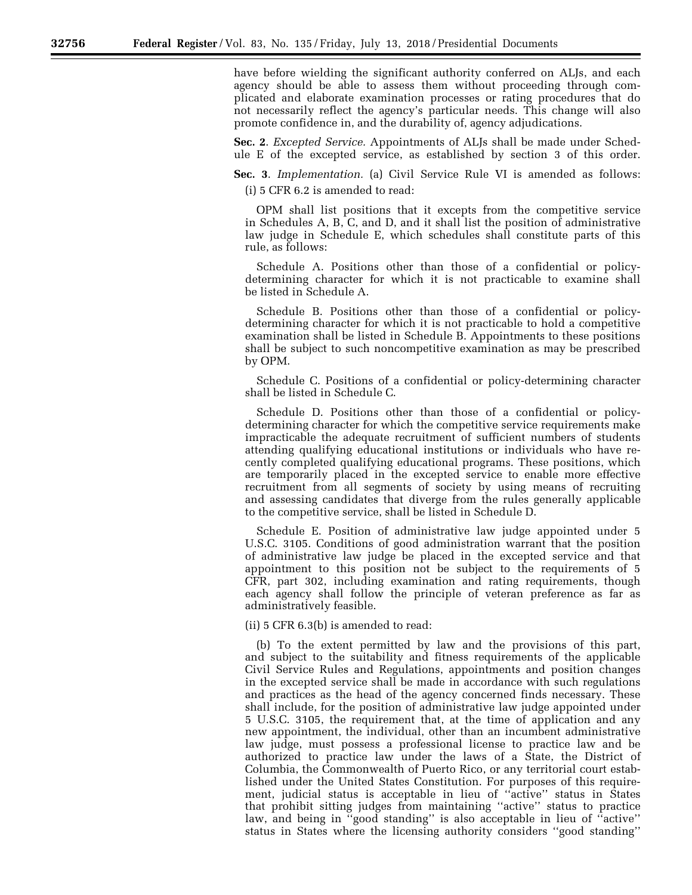have before wielding the significant authority conferred on ALJs, and each agency should be able to assess them without proceeding through complicated and elaborate examination processes or rating procedures that do not necessarily reflect the agency's particular needs. This change will also promote confidence in, and the durability of, agency adjudications.

**Sec. 2**. *Excepted Service.* Appointments of ALJs shall be made under Schedule E of the excepted service, as established by section 3 of this order.

**Sec. 3**. *Implementation.* (a) Civil Service Rule VI is amended as follows:

(i) 5 CFR 6.2 is amended to read:

OPM shall list positions that it excepts from the competitive service in Schedules A, B, C, and D, and it shall list the position of administrative law judge in Schedule E, which schedules shall constitute parts of this rule, as follows:

Schedule A. Positions other than those of a confidential or policy-determining character for which it is not practicable to examine shall be listed in Schedule A.

Schedule B. Positions other than those of a confidential or policy-determining character for which it is not practicable to hold a competitive examination shall be listed in Schedule B. Appointments to these positions shall be subject to such noncompetitive examination as may be prescribed by OPM.

Schedule C. Positions of a confidential or policy-determining character shall be listed in Schedule C.

Schedule D. Positions other than those of a confidential or policy-determining character for which the competitive service requirements make impracticable the adequate recruitment of sufficient numbers of students attending qualifying educational institutions or individuals who have recently completed qualifying educational programs. These positions, which are temporarily placed in the excepted service to enable more effective recruitment from all segments of society by using means of recruiting and assessing candidates that diverge from the rules generally applicable to the competitive service, shall be listed in Schedule D.

Schedule E. Position of administrative law judge appointed under 5 U.S.C. 3105. Conditions of good administration warrant that the position of administrative law judge be placed in the excepted service and that appointment to this position not be subject to the requirements of 5 CFR, part 302, including examination and rating requirements, though each agency shall follow the principle of veteran preference as far as administratively feasible.

(ii) 5 CFR 6.3(b) is amended to read:

(b) To the extent permitted by law and the provisions of this part, and subject to the suitability and fitness requirements of the applicable Civil Service Rules and Regulations, appointments and position changes in the excepted service shall be made in accordance with such regulations and practices as the head of the agency concerned finds necessary. These shall include, for the position of administrative law judge appointed under 5 U.S.C. 3105, the requirement that, at the time of application and any new appointment, the individual, other than an incumbent administrative law judge, must possess a professional license to practice law and be authorized to practice law under the laws of a State, the District of Columbia, the Commonwealth of Puerto Rico, or any territorial court established under the United States Constitution. For purposes of this requirement, judicial status is acceptable in lieu of "active" status in States that prohibit sitting judges from maintaining "active" status to practice law, and being in "good standing" is also acceptable in lieu of "active" status in States where the licensing authority considers "good standing"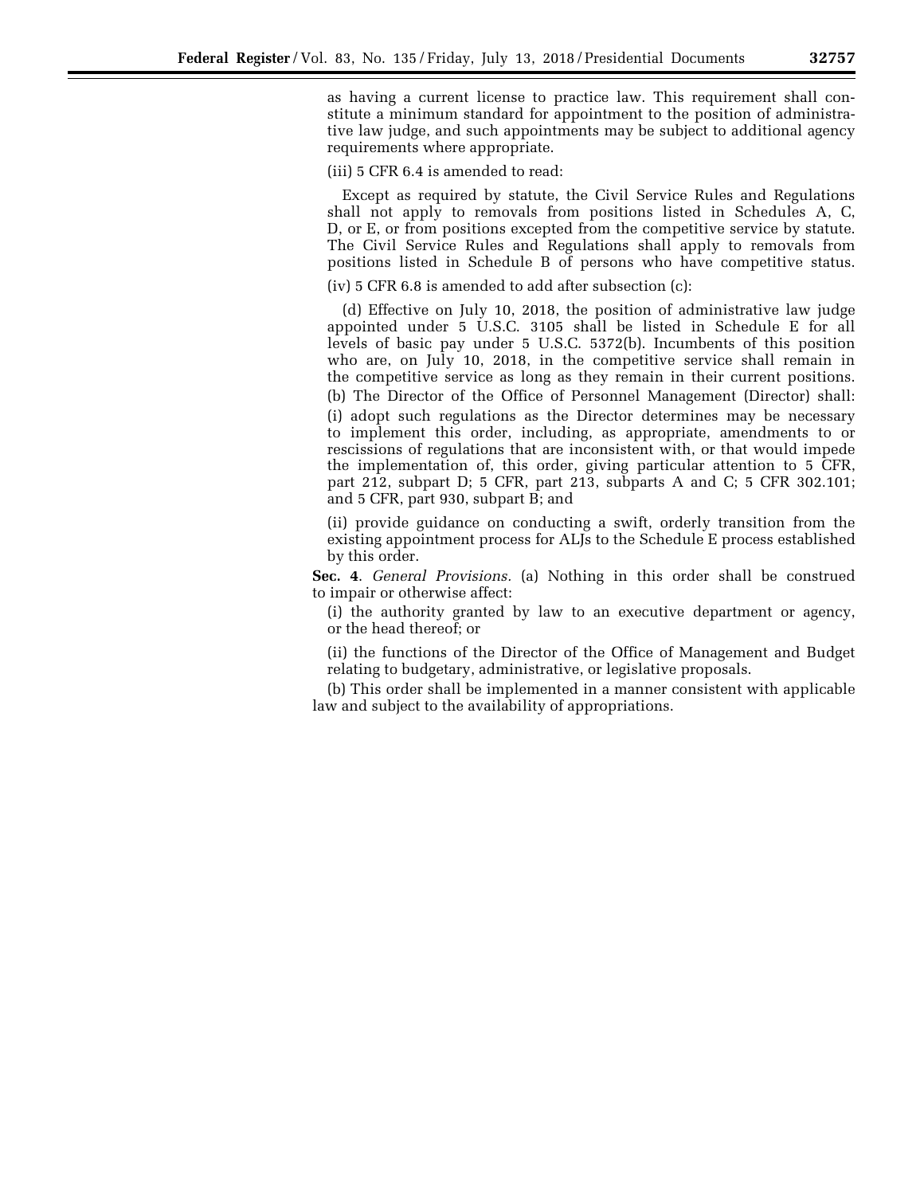as having a current license to practice law. This requirement shall constitute a minimum standard for appointment to the position of administrative law judge, and such appointments may be subject to additional agency requirements where appropriate.

(iii) 5 CFR 6.4 is amended to read:

Except as required by statute, the Civil Service Rules and Regulations shall not apply to removals from positions listed in Schedules A, C, D, or E, or from positions excepted from the competitive service by statute. The Civil Service Rules and Regulations shall apply to removals from positions listed in Schedule B of persons who have competitive status.

(iv) 5 CFR 6.8 is amended to add after subsection (c):

(d) Effective on July 10, 2018, the position of administrative law judge appointed under 5 U.S.C. 3105 shall be listed in Schedule E for all levels of basic pay under 5 U.S.C. 5372(b). Incumbents of this position who are, on July 10, 2018, in the competitive service shall remain in the competitive service as long as they remain in their current positions.

(b) The Director of the Office of Personnel Management (Director) shall:

(i) adopt such regulations as the Director determines may be necessary to implement this order, including, as appropriate, amendments to or rescissions of regulations that are inconsistent with, or that would impede the implementation of, this order, giving particular attention to 5 CFR, part 212, subpart D; 5 CFR, part 213, subparts A and C; 5 CFR 302.101; and 5 CFR, part 930, subpart B; and

(ii) provide guidance on conducting a swift, orderly transition from the existing appointment process for ALJs to the Schedule E process established by this order.

**Sec. 4**. *General Provisions.* (a) Nothing in this order shall be construed to impair or otherwise affect:

(i) the authority granted by law to an executive department or agency, or the head thereof; or

(ii) the functions of the Director of the Office of Management and Budget relating to budgetary, administrative, or legislative proposals.

(b) This order shall be implemented in a manner consistent with applicable law and subject to the availability of appropriations.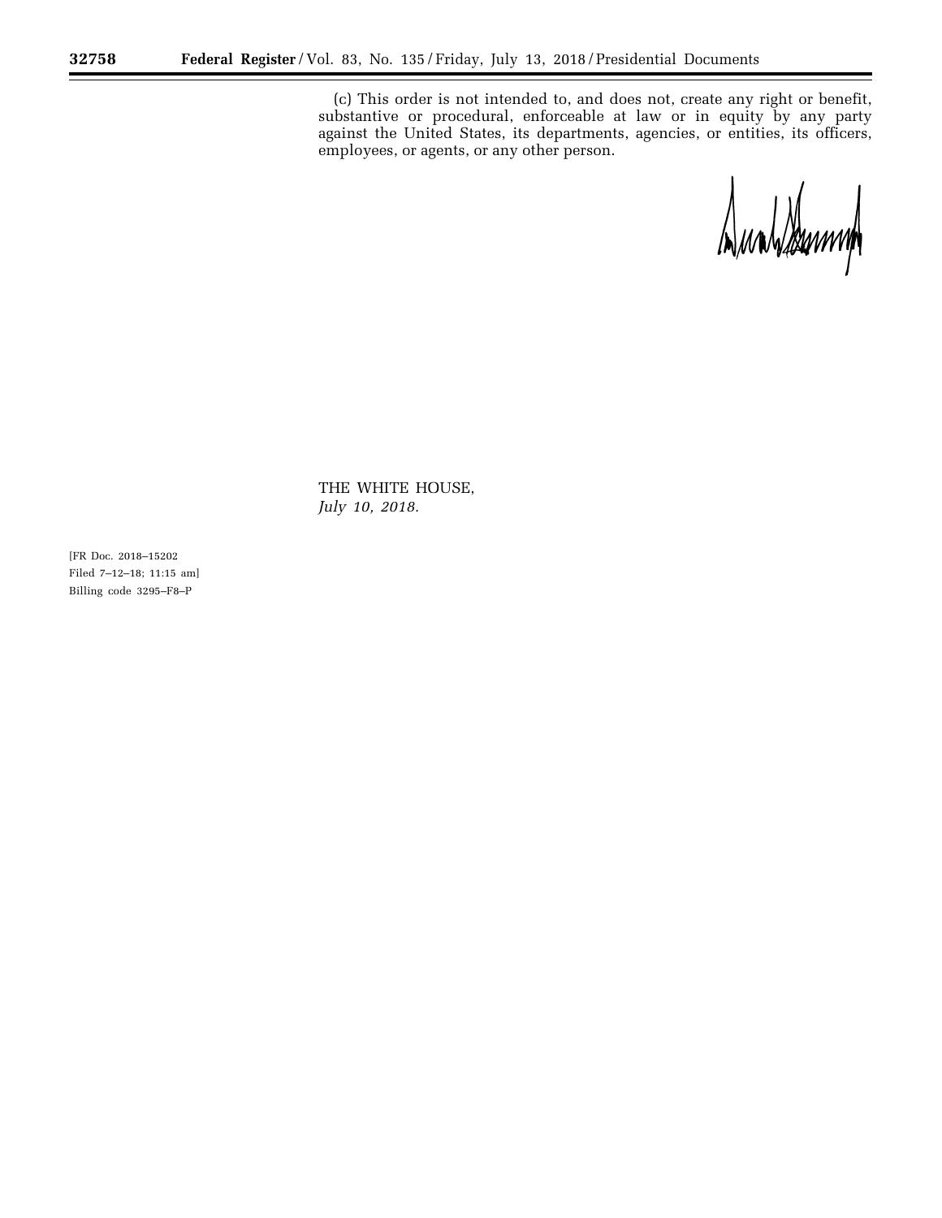(c) This order is not intended to, and does not, create any right or benefit, substantive or procedural, enforceable at law or in equity by any party against the United States, its departments, agencies, or entities, its officers, employees, or agents, or any other person.

THE WHITE HOUSE,
*July 10, 2018.*

[FR Doc. 2018–15202
Filed 7–12–18; 11:15 am]
Billing code 3295–F8–P